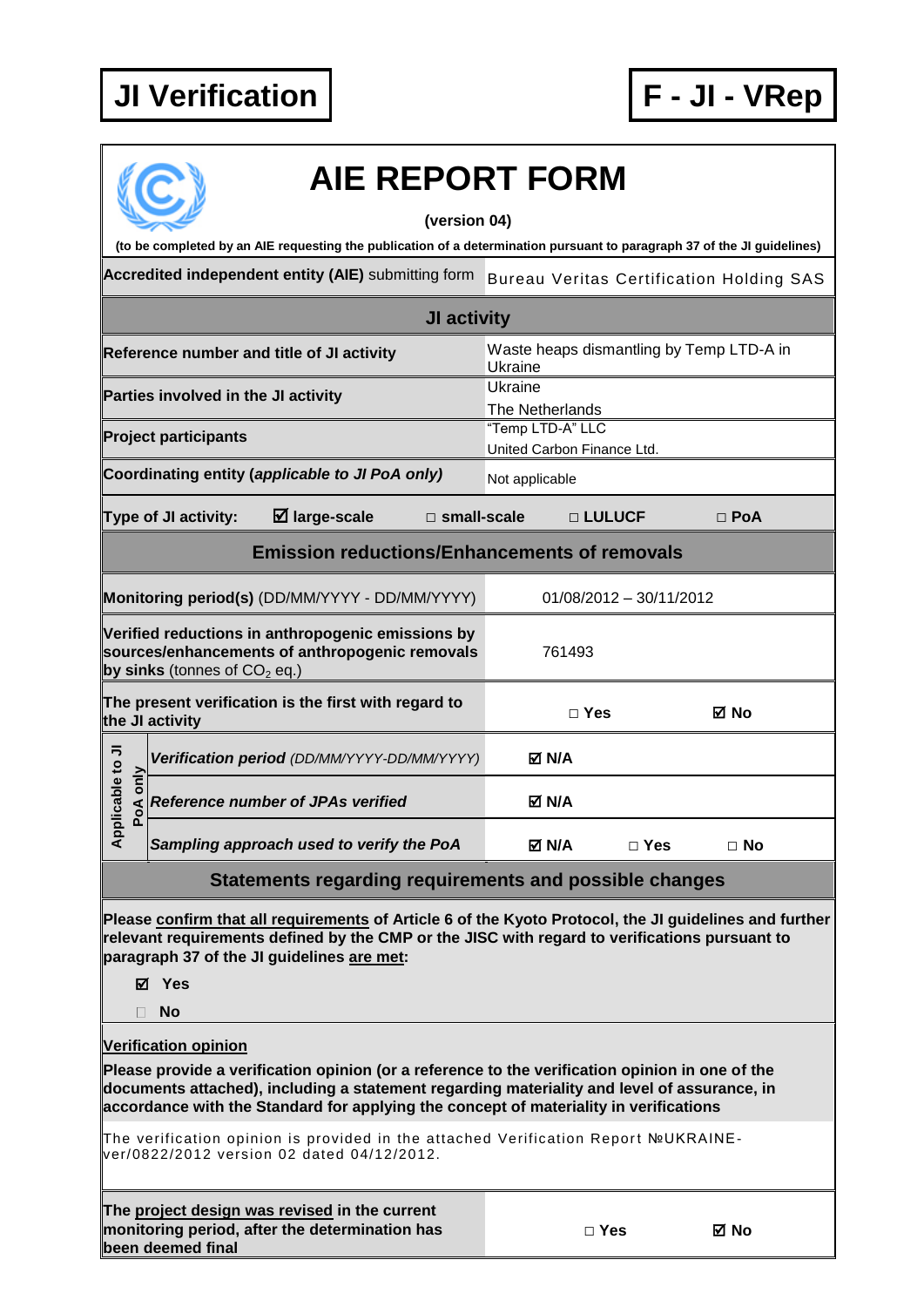**JI Verification** | **F - JI - VRep**

# AIE REPORT FORM

**(version 04)**

**(to be completed by an AIE requesting the publication of a determination pursuant to paragraph 37 of the JI guidelines)**

| | | | | |
|---|---|---|---|---|
| **Accredited independent entity (AIE)** submitting form | Bureau Veritas Certification Holding SAS | | | |
| **JI activity** | | | | |
| **Reference number and title of JI activity** | Waste heaps dismantling by Temp LTD-A in Ukraine | | | |
| **Parties involved in the JI activity** | Ukraine<br>The Netherlands | | | |
| **Project participants** | "Temp LTD-A" LLC<br>United Carbon Finance Ltd. | | | |
| **Coordinating entity (*applicable to JI PoA only*)** | Not applicable | | | |
| **Type of JI activity:** | ☑ **large-scale** | □ **small-scale** | □ **LULUCF** | □ **PoA** |
| **Emission reductions/Enhancements of removals** | | | | |
| **Monitoring period(s)** (DD/MM/YYYY - DD/MM/YYYY) | 01/08/2012 – 30/11/2012 | | | |
| **Verified reductions in anthropogenic emissions by sources/enhancements of anthropogenic removals by sinks** (tonnes of $CO_2$ eq.) | 761493 | | | |
| **The present verification is the first with regard to the JI activity** | □ **Yes** | ☑ **No** | | |
| Applicable to JI PoA only: ***Verification period*** *(DD/MM/YYYY-DD/MM/YYYY)* | ☑ **N/A** | | | |
| Applicable to JI PoA only: ***Reference number of JPAs verified*** | ☑ **N/A** | | | |
| Applicable to JI PoA only: ***Sampling approach used to verify the PoA*** | ☑ **N/A** | □ **Yes** | □ **No** | |

**Statements regarding requirements and possible changes**

**Please confirm that all requirements of Article 6 of the Kyoto Protocol, the JI guidelines and further relevant requirements defined by the CMP or the JISC with regard to verifications pursuant to paragraph 37 of the JI guidelines are met:**

- ☑ **Yes**
- □ **No**

**Verification opinion**

**Please provide a verification opinion (or a reference to the verification opinion in one of the documents attached), including a statement regarding materiality and level of assurance, in accordance with the Standard for applying the concept of materiality in verifications**

The verification opinion is provided in the attached Verification Report №UKRAINE-ver/0822/2012 version 02 dated 04/12/2012.

| | | |
|---|---|---|
| **The project design was revised in the current monitoring period, after the determination has been deemed final** | □ **Yes** | ☑ **No** |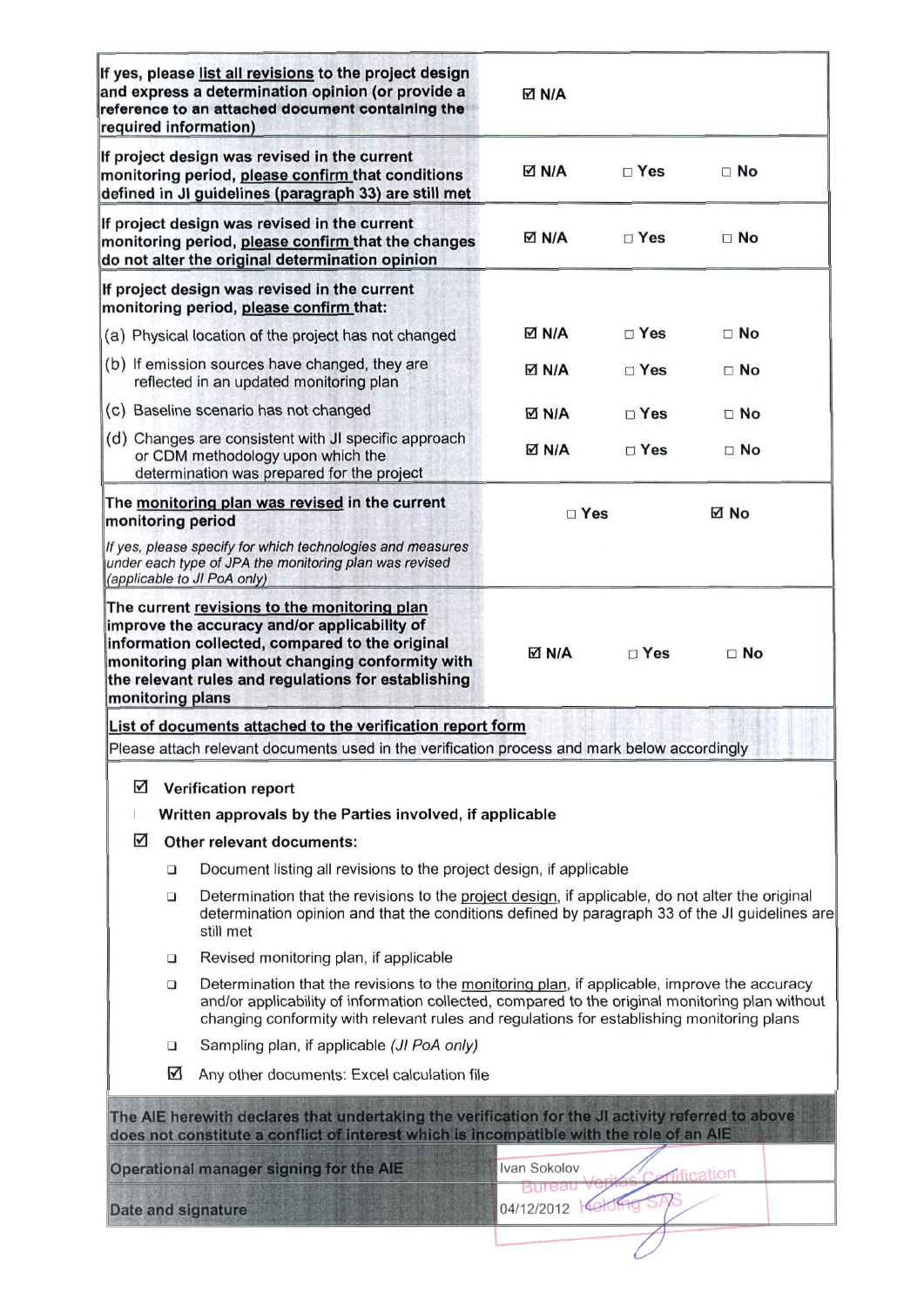| | | | |
|---|---|---|---|
| If yes, please list all revisions to the project design and express a determination opinion (or provide a reference to an attached document containing the required information) | ☑ N/A | | |
| If project design was revised in the current monitoring period, please confirm that conditions defined in JI guidelines (paragraph 33) are still met | ☑ N/A | ☐ Yes | ☐ No |
| If project design was revised in the current monitoring period, please confirm that the changes do not alter the original determination opinion | ☑ N/A | ☐ Yes | ☐ No |
| If project design was revised in the current monitoring period, please confirm that: | | | |
| (a) Physical location of the project has not changed | ☑ N/A | ☐ Yes | ☐ No |
| (b) If emission sources have changed, they are reflected in an updated monitoring plan | ☑ N/A | ☐ Yes | ☐ No |
| (c) Baseline scenario has not changed | ☑ N/A | ☐ Yes | ☐ No |
| (d) Changes are consistent with JI specific approach or CDM methodology upon which the determination was prepared for the project | ☑ N/A | ☐ Yes | ☐ No |
| The monitoring plan was revised in the current monitoring period<br>*If yes, please specify for which technologies and measures under each type of JPA the monitoring plan was revised (applicable to JI PoA only)* | ☐ Yes | ☑ No | |
| The current revisions to the monitoring plan improve the accuracy and/or applicability of information collected, compared to the original monitoring plan without changing conformity with the relevant rules and regulations for establishing monitoring plans | ☑ N/A | ☐ Yes | ☐ No |

**List of documents attached to the verification report form**

Please attach relevant documents used in the verification process and mark below accordingly

- ☑ **Verification report**
- ☐ **Written approvals by the Parties involved, if applicable**
- ☑ **Other relevant documents:**
  - ☐ Document listing all revisions to the project design, if applicable
  - ☐ Determination that the revisions to the project design, if applicable, do not alter the original determination opinion and that the conditions defined by paragraph 33 of the JI guidelines are still met
  - ☐ Revised monitoring plan, if applicable
  - ☐ Determination that the revisions to the monitoring plan, if applicable, improve the accuracy and/or applicability of information collected, compared to the original monitoring plan without changing conformity with relevant rules and regulations for establishing monitoring plans
  - ☐ Sampling plan, if applicable *(JI PoA only)*
  - ☑ Any other documents: Excel calculation file

**The AIE herewith declares that undertaking the verification for the JI activity referred to above does not constitute a conflict of interest which is incompatible with the role of an AIE**

| | |
|---|---|
| Operational manager signing for the AIE | Ivan Sokolov |
| Date and signature | 04/12/2012 |

Bureau Veritas Certification Holding SAS